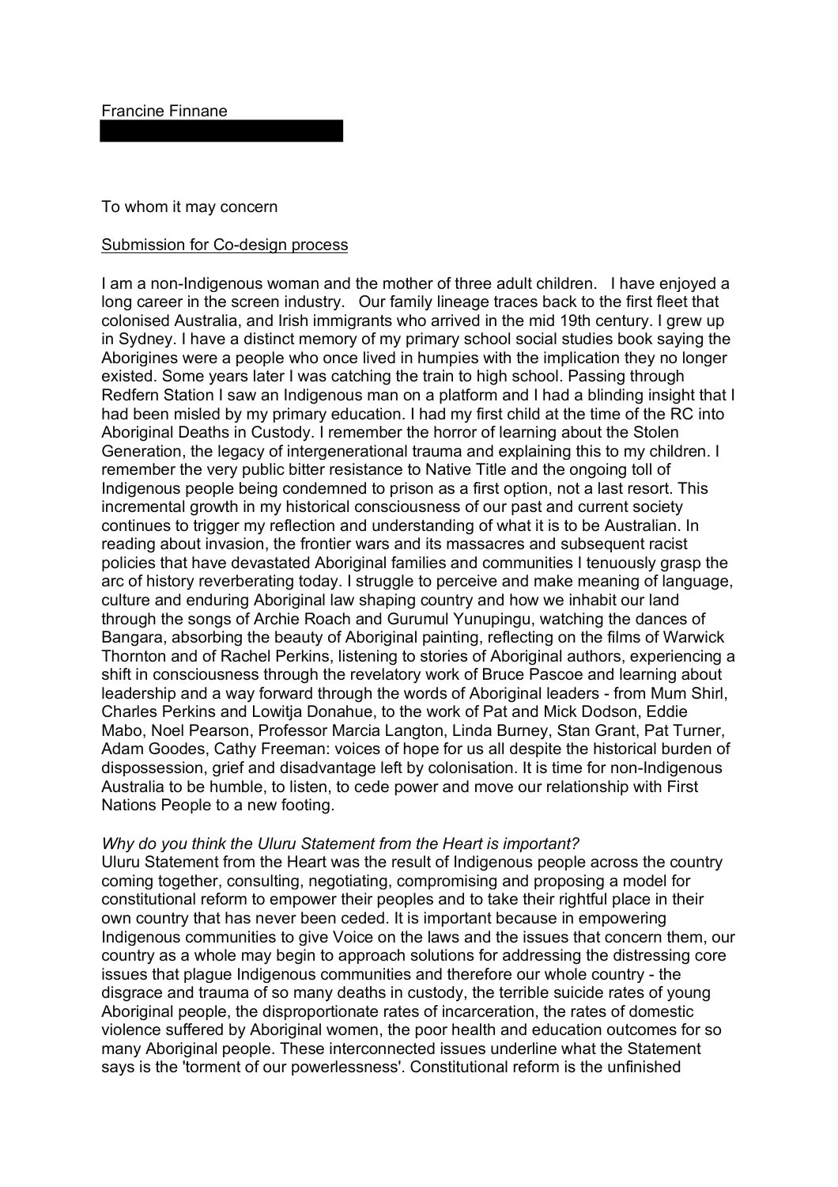Francine Finnane

To whom it may concern

<u>Submission for Co-design process</u>

I am a non-Indigenous woman and the mother of three adult children. I have enjoyed a long career in the screen industry. Our family lineage traces back to the first fleet that colonised Australia, and Irish immigrants who arrived in the mid 19th century. I grew up in Sydney. I have a distinct memory of my primary school social studies book saying the Aborigines were a people who once lived in humpies with the implication they no longer existed. Some years later I was catching the train to high school. Passing through Redfern Station I saw an Indigenous man on a platform and I had a blinding insight that I had been misled by my primary education. I had my first child at the time of the RC into Aboriginal Deaths in Custody. I remember the horror of learning about the Stolen Generation, the legacy of intergenerational trauma and explaining this to my children. I remember the very public bitter resistance to Native Title and the ongoing toll of Indigenous people being condemned to prison as a first option, not a last resort. This incremental growth in my historical consciousness of our past and current society continues to trigger my reflection and understanding of what it is to be Australian. In reading about invasion, the frontier wars and its massacres and subsequent racist policies that have devastated Aboriginal families and communities I tenuously grasp the arc of history reverberating today. I struggle to perceive and make meaning of language, culture and enduring Aboriginal law shaping country and how we inhabit our land through the songs of Archie Roach and Gurumul Yunupingu, watching the dances of Bangara, absorbing the beauty of Aboriginal painting, reflecting on the films of Warwick Thornton and of Rachel Perkins, listening to stories of Aboriginal authors, experiencing a shift in consciousness through the revelatory work of Bruce Pascoe and learning about leadership and a way forward through the words of Aboriginal leaders - from Mum Shirl, Charles Perkins and Lowitja Donahue, to the work of Pat and Mick Dodson, Eddie Mabo, Noel Pearson, Professor Marcia Langton, Linda Burney, Stan Grant, Pat Turner, Adam Goodes, Cathy Freeman: voices of hope for us all despite the historical burden of dispossession, grief and disadvantage left by colonisation. It is time for non-Indigenous Australia to be humble, to listen, to cede power and move our relationship with First Nations People to a new footing.

*Why do you think the Uluru Statement from the Heart is important?*

Uluru Statement from the Heart was the result of Indigenous people across the country coming together, consulting, negotiating, compromising and proposing a model for constitutional reform to empower their peoples and to take their rightful place in their own country that has never been ceded. It is important because in empowering Indigenous communities to give Voice on the laws and the issues that concern them, our country as a whole may begin to approach solutions for addressing the distressing core issues that plague Indigenous communities and therefore our whole country - the disgrace and trauma of so many deaths in custody, the terrible suicide rates of young Aboriginal people, the disproportionate rates of incarceration, the rates of domestic violence suffered by Aboriginal women, the poor health and education outcomes for so many Aboriginal people. These interconnected issues underline what the Statement says is the 'torment of our powerlessness'. Constitutional reform is the unfinished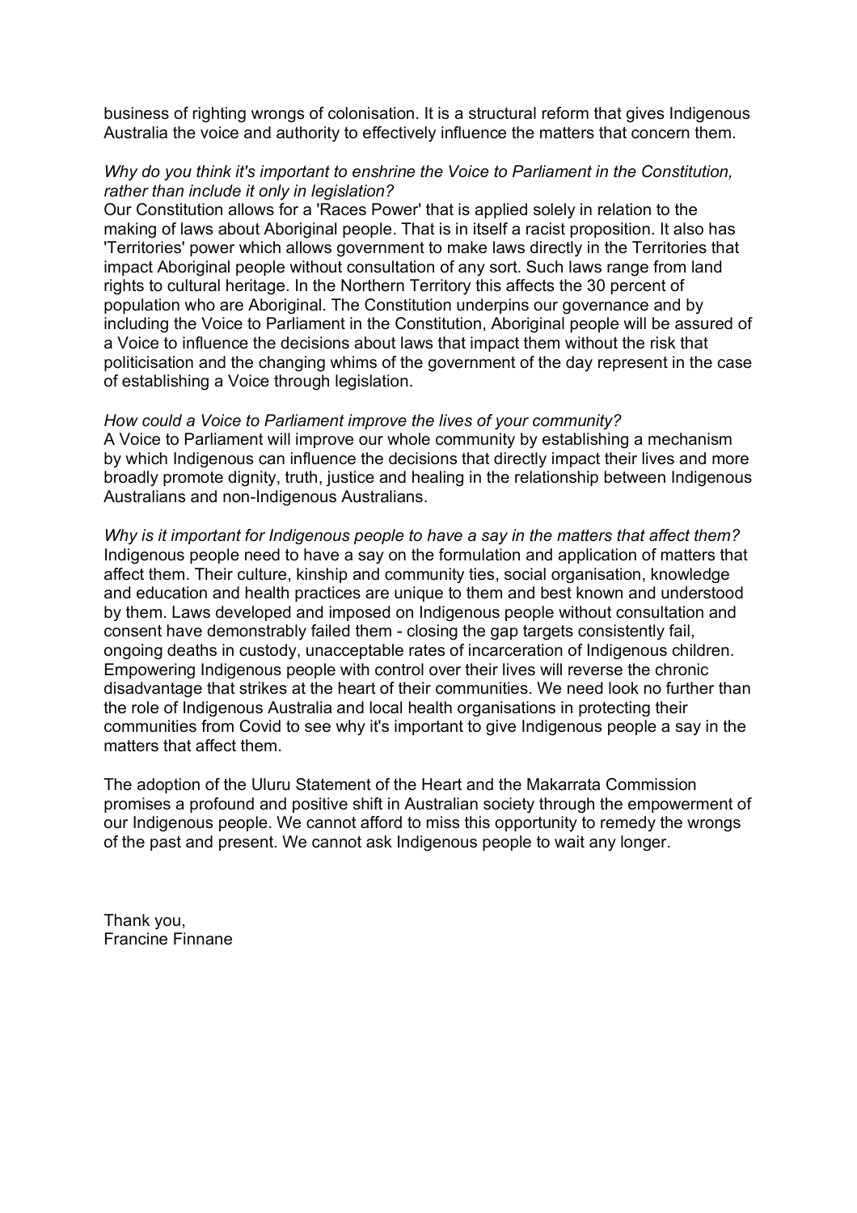business of righting wrongs of colonisation. It is a structural reform that gives Indigenous Australia the voice and authority to effectively influence the matters that concern them.

*Why do you think it's important to enshrine the Voice to Parliament in the Constitution, rather than include it only in legislation?*

Our Constitution allows for a 'Races Power' that is applied solely in relation to the making of laws about Aboriginal people. That is in itself a racist proposition. It also has 'Territories' power which allows government to make laws directly in the Territories that impact Aboriginal people without consultation of any sort. Such laws range from land rights to cultural heritage. In the Northern Territory this affects the 30 percent of population who are Aboriginal. The Constitution underpins our governance and by including the Voice to Parliament in the Constitution, Aboriginal people will be assured of a Voice to influence the decisions about laws that impact them without the risk that politicisation and the changing whims of the government of the day represent in the case of establishing a Voice through legislation.

*How could a Voice to Parliament improve the lives of your community?*

A Voice to Parliament will improve our whole community by establishing a mechanism by which Indigenous can influence the decisions that directly impact their lives and more broadly promote dignity, truth, justice and healing in the relationship between Indigenous Australians and non-Indigenous Australians.

*Why is it important for Indigenous people to have a say in the matters that affect them?*

Indigenous people need to have a say on the formulation and application of matters that affect them. Their culture, kinship and community ties, social organisation, knowledge and education and health practices are unique to them and best known and understood by them. Laws developed and imposed on Indigenous people without consultation and consent have demonstrably failed them - closing the gap targets consistently fail, ongoing deaths in custody, unacceptable rates of incarceration of Indigenous children. Empowering Indigenous people with control over their lives will reverse the chronic disadvantage that strikes at the heart of their communities. We need look no further than the role of Indigenous Australia and local health organisations in protecting their communities from Covid to see why it's important to give Indigenous people a say in the matters that affect them.

The adoption of the Uluru Statement of the Heart and the Makarrata Commission promises a profound and positive shift in Australian society through the empowerment of our Indigenous people. We cannot afford to miss this opportunity to remedy the wrongs of the past and present. We cannot ask Indigenous people to wait any longer.

Thank you,
Francine Finnane